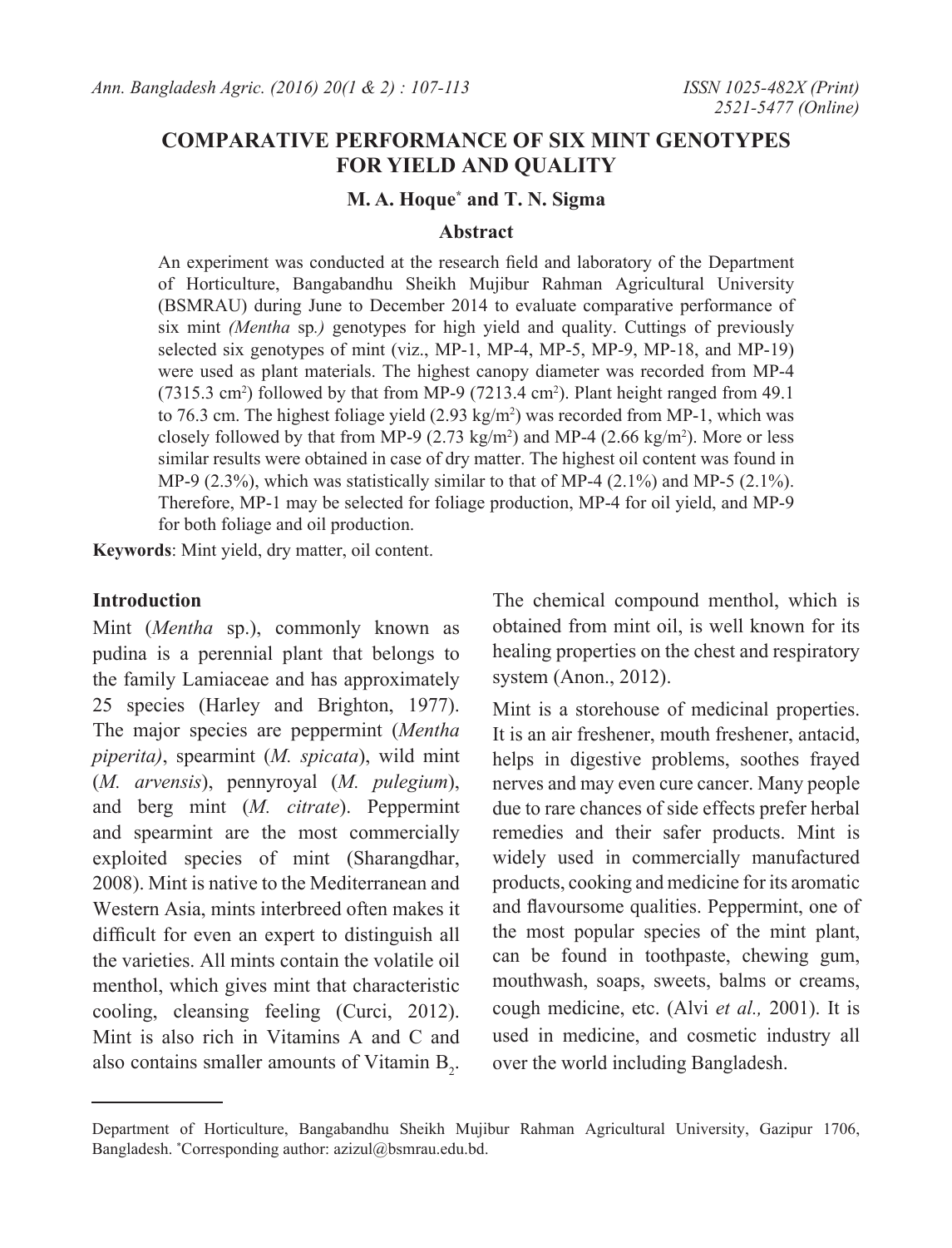# COMPARATIVE PERFORMANCE OF SIX MINT GENOTYPES FOR YIELD AND QUALITY

**M. A. Hoque[*] and T. N. Sigma**

## Abstract

An experiment was conducted at the research field and laboratory of the Department of Horticulture, Bangabandhu Sheikh Mujibur Rahman Agricultural University (BSMRAU) during June to December 2014 to evaluate comparative performance of six mint *(Mentha* sp*.)* genotypes for high yield and quality. Cuttings of previously selected six genotypes of mint (viz., MP-1, MP-4, MP-5, MP-9, MP-18, and MP-19) were used as plant materials. The highest canopy diameter was recorded from MP-4 (7315.3 $cm^2$) followed by that from MP-9 (7213.4 $cm^2$). Plant height ranged from 49.1 to 76.3 cm. The highest foliage yield (2.93 $kg/m^2$) was recorded from MP-1, which was closely followed by that from MP-9 (2.73 $kg/m^2$) and MP-4 (2.66 $kg/m^2$). More or less similar results were obtained in case of dry matter. The highest oil content was found in MP-9 (2.3%), which was statistically similar to that of MP-4 (2.1%) and MP-5 (2.1%). Therefore, MP-1 may be selected for foliage production, MP-4 for oil yield, and MP-9 for both foliage and oil production.

**Keywords**: Mint yield, dry matter, oil content.

## Introduction

Mint (*Mentha* sp.), commonly known as pudina is a perennial plant that belongs to the family Lamiaceae and has approximately 25 species (Harley and Brighton, 1977). The major species are peppermint (*Mentha piperita)*, spearmint (*M. spicata*), wild mint (*M. arvensis*), pennyroyal (*M. pulegium*), and berg mint (*M. citrate*). Peppermint and spearmint are the most commercially exploited species of mint (Sharangdhar, 2008). Mint is native to the Mediterranean and Western Asia, mints interbreed often makes it difficult for even an expert to distinguish all the varieties. All mints contain the volatile oil menthol, which gives mint that characteristic cooling, cleansing feeling (Curci, 2012). Mint is also rich in Vitamins A and C and also contains smaller amounts of Vitamin $B_2$. The chemical compound menthol, which is obtained from mint oil, is well known for its healing properties on the chest and respiratory system (Anon., 2012).

Mint is a storehouse of medicinal properties. It is an air freshener, mouth freshener, antacid, helps in digestive problems, soothes frayed nerves and may even cure cancer. Many people due to rare chances of side effects prefer herbal remedies and their safer products. Mint is widely used in commercially manufactured products, cooking and medicine for its aromatic and flavoursome qualities. Peppermint, one of the most popular species of the mint plant, can be found in toothpaste, chewing gum, mouthwash, soaps, sweets, balms or creams, cough medicine, etc. (Alvi *et al.,* 2001). It is used in medicine, and cosmetic industry all over the world including Bangladesh.

---

Department of Horticulture, Bangabandhu Sheikh Mujibur Rahman Agricultural University, Gazipur 1706, Bangladesh. [*]Corresponding author: azizul@bsmrau.edu.bd.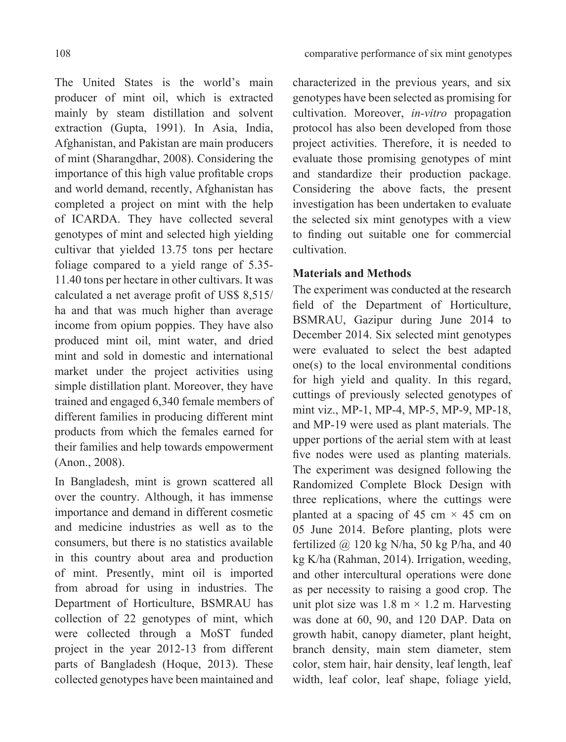The United States is the world's main producer of mint oil, which is extracted mainly by steam distillation and solvent extraction (Gupta, 1991). In Asia, India, Afghanistan, and Pakistan are main producers of mint (Sharangdhar, 2008). Considering the importance of this high value profitable crops and world demand, recently, Afghanistan has completed a project on mint with the help of ICARDA. They have collected several genotypes of mint and selected high yielding cultivar that yielded 13.75 tons per hectare foliage compared to a yield range of 5.35-11.40 tons per hectare in other cultivars. It was calculated a net average profit of US$ 8,515/ha and that was much higher than average income from opium poppies. They have also produced mint oil, mint water, and dried mint and sold in domestic and international market under the project activities using simple distillation plant. Moreover, they have trained and engaged 6,340 female members of different families in producing different mint products from which the females earned for their families and help towards empowerment (Anon., 2008).

In Bangladesh, mint is grown scattered all over the country. Although, it has immense importance and demand in different cosmetic and medicine industries as well as to the consumers, but there is no statistics available in this country about area and production of mint. Presently, mint oil is imported from abroad for using in industries. The Department of Horticulture, BSMRAU has collection of 22 genotypes of mint, which were collected through a MoST funded project in the year 2012-13 from different parts of Bangladesh (Hoque, 2013). These collected genotypes have been maintained and characterized in the previous years, and six genotypes have been selected as promising for cultivation. Moreover, *in-vitro* propagation protocol has also been developed from those project activities. Therefore, it is needed to evaluate those promising genotypes of mint and standardize their production package. Considering the above facts, the present investigation has been undertaken to evaluate the selected six mint genotypes with a view to finding out suitable one for commercial cultivation.

## Materials and Methods

The experiment was conducted at the research field of the Department of Horticulture, BSMRAU, Gazipur during June 2014 to December 2014. Six selected mint genotypes were evaluated to select the best adapted one(s) to the local environmental conditions for high yield and quality. In this regard, cuttings of previously selected genotypes of mint viz., MP-1, MP-4, MP-5, MP-9, MP-18, and MP-19 were used as plant materials. The upper portions of the aerial stem with at least five nodes were used as planting materials. The experiment was designed following the Randomized Complete Block Design with three replications, where the cuttings were planted at a spacing of 45 cm × 45 cm on 05 June 2014. Before planting, plots were fertilized @ 120 kg N/ha, 50 kg P/ha, and 40 kg K/ha (Rahman, 2014). Irrigation, weeding, and other intercultural operations were done as per necessity to raising a good crop. The unit plot size was 1.8 m × 1.2 m. Harvesting was done at 60, 90, and 120 DAP. Data on growth habit, canopy diameter, plant height, branch density, main stem diameter, stem color, stem hair, hair density, leaf length, leaf width, leaf color, leaf shape, foliage yield,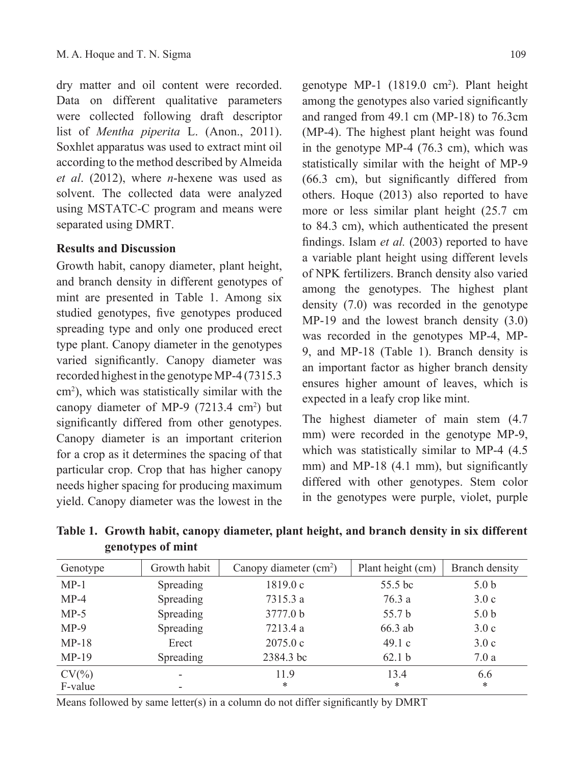dry matter and oil content were recorded. Data on different qualitative parameters were collected following draft descriptor list of *Mentha piperita* L. (Anon., 2011). Soxhlet apparatus was used to extract mint oil according to the method described by Almeida *et al*. (2012), where *n*-hexene was used as solvent. The collected data were analyzed using MSTATC-C program and means were separated using DMRT.

### Results and Discussion

Growth habit, canopy diameter, plant height, and branch density in different genotypes of mint are presented in Table 1. Among six studied genotypes, five genotypes produced spreading type and only one produced erect type plant. Canopy diameter in the genotypes varied significantly. Canopy diameter was recorded highest in the genotype MP-4 (7315.3 $cm^2$), which was statistically similar with the canopy diameter of MP-9 (7213.4 $cm^2$) but significantly differed from other genotypes. Canopy diameter is an important criterion for a crop as it determines the spacing of that particular crop. Crop that has higher canopy needs higher spacing for producing maximum yield. Canopy diameter was the lowest in the genotype MP-1 (1819.0 $cm^2$). Plant height among the genotypes also varied significantly and ranged from 49.1 cm (MP-18) to 76.3cm (MP-4). The highest plant height was found in the genotype MP-4 (76.3 cm), which was statistically similar with the height of MP-9 (66.3 cm), but significantly differed from others. Hoque (2013) also reported to have more or less similar plant height (25.7 cm to 84.3 cm), which authenticated the present findings. Islam *et al.* (2003) reported to have a variable plant height using different levels of NPK fertilizers. Branch density also varied among the genotypes. The highest plant density (7.0) was recorded in the genotype MP-19 and the lowest branch density (3.0) was recorded in the genotypes MP-4, MP-9, and MP-18 (Table 1). Branch density is an important factor as higher branch density ensures higher amount of leaves, which is expected in a leafy crop like mint.

The highest diameter of main stem (4.7 mm) were recorded in the genotype MP-9, which was statistically similar to MP-4 (4.5 mm) and MP-18 (4.1 mm), but significantly differed with other genotypes. Stem color in the genotypes were purple, violet, purple

**Table 1. Growth habit, canopy diameter, plant height, and branch density in six different genotypes of mint**

| Genotype | Growth habit | Canopy diameter ($cm^2$) | Plant height (cm) | Branch density |
|---|---|---|---|---|
| MP-1 | Spreading | 1819.0 c | 55.5 bc | 5.0 b |
| MP-4 | Spreading | 7315.3 a | 76.3 a | 3.0 c |
| MP-5 | Spreading | 3777.0 b | 55.7 b | 5.0 b |
| MP-9 | Spreading | 7213.4 a | 66.3 ab | 3.0 c |
| MP-18 | Erect | 2075.0 c | 49.1 c | 3.0 c |
| MP-19 | Spreading | 2384.3 bc | 62.1 b | 7.0 a |
| CV(%) | - | 11.9 | 13.4 | 6.6 |
| F-value | - | * | * | * |

Means followed by same letter(s) in a column do not differ significantly by DMRT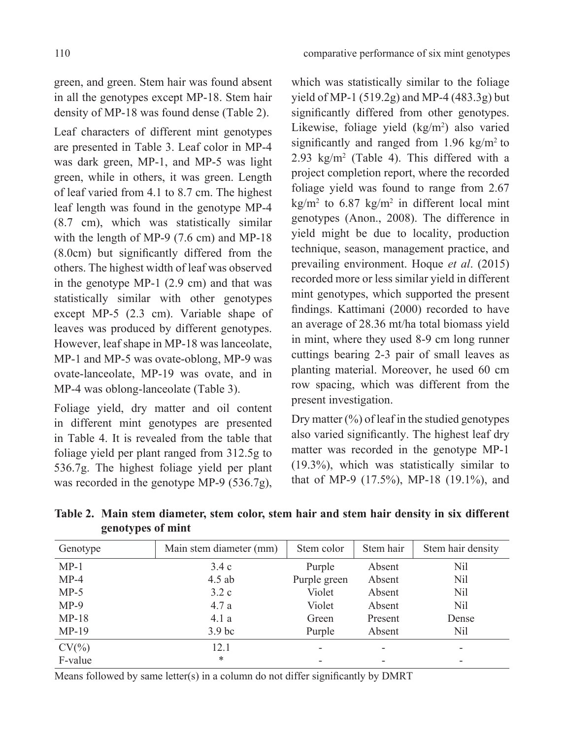green, and green. Stem hair was found absent in all the genotypes except MP-18. Stem hair density of MP-18 was found dense (Table 2).

Leaf characters of different mint genotypes are presented in Table 3. Leaf color in MP-4 was dark green, MP-1, and MP-5 was light green, while in others, it was green. Length of leaf varied from 4.1 to 8.7 cm. The highest leaf length was found in the genotype MP-4 (8.7 cm), which was statistically similar with the length of MP-9 (7.6 cm) and MP-18 (8.0cm) but significantly differed from the others. The highest width of leaf was observed in the genotype MP-1 (2.9 cm) and that was statistically similar with other genotypes except MP-5 (2.3 cm). Variable shape of leaves was produced by different genotypes. However, leaf shape in MP-18 was lanceolate, MP-1 and MP-5 was ovate-oblong, MP-9 was ovate-lanceolate, MP-19 was ovate, and in MP-4 was oblong-lanceolate (Table 3).

Foliage yield, dry matter and oil content in different mint genotypes are presented in Table 4. It is revealed from the table that foliage yield per plant ranged from 312.5g to 536.7g. The highest foliage yield per plant was recorded in the genotype MP-9 (536.7g), which was statistically similar to the foliage yield of MP-1 (519.2g) and MP-4 (483.3g) but significantly differed from other genotypes. Likewise, foliage yield (kg/m$^2$) also varied significantly and ranged from 1.96 kg/m$^2$ to 2.93 kg/m$^2$ (Table 4). This differed with a project completion report, where the recorded foliage yield was found to range from 2.67 kg/m$^2$ to 6.87 kg/m$^2$ in different local mint genotypes (Anon., 2008). The difference in yield might be due to locality, production technique, season, management practice, and prevailing environment. Hoque *et al*. (2015) recorded more or less similar yield in different mint genotypes, which supported the present findings. Kattimani (2000) recorded to have an average of 28.36 mt/ha total biomass yield in mint, where they used 8-9 cm long runner cuttings bearing 2-3 pair of small leaves as planting material. Moreover, he used 60 cm row spacing, which was different from the present investigation.

Dry matter (%) of leaf in the studied genotypes also varied significantly. The highest leaf dry matter was recorded in the genotype MP-1 (19.3%), which was statistically similar to that of MP-9 (17.5%), MP-18 (19.1%), and

**Table 2. Main stem diameter, stem color, stem hair and stem hair density in six different genotypes of mint**

| Genotype | Main stem diameter (mm) | Stem color | Stem hair | Stem hair density |
|---|---|---|---|---|
| MP-1 | 3.4 c | Purple | Absent | Nil |
| MP-4 | 4.5 ab | Purple green | Absent | Nil |
| MP-5 | 3.2 c | Violet | Absent | Nil |
| MP-9 | 4.7 a | Violet | Absent | Nil |
| MP-18 | 4.1 a | Green | Present | Dense |
| MP-19 | 3.9 bc | Purple | Absent | Nil |
| CV(%) | 12.1 | - | - | - |
| F-value | * | - | - | - |

Means followed by same letter(s) in a column do not differ significantly by DMRT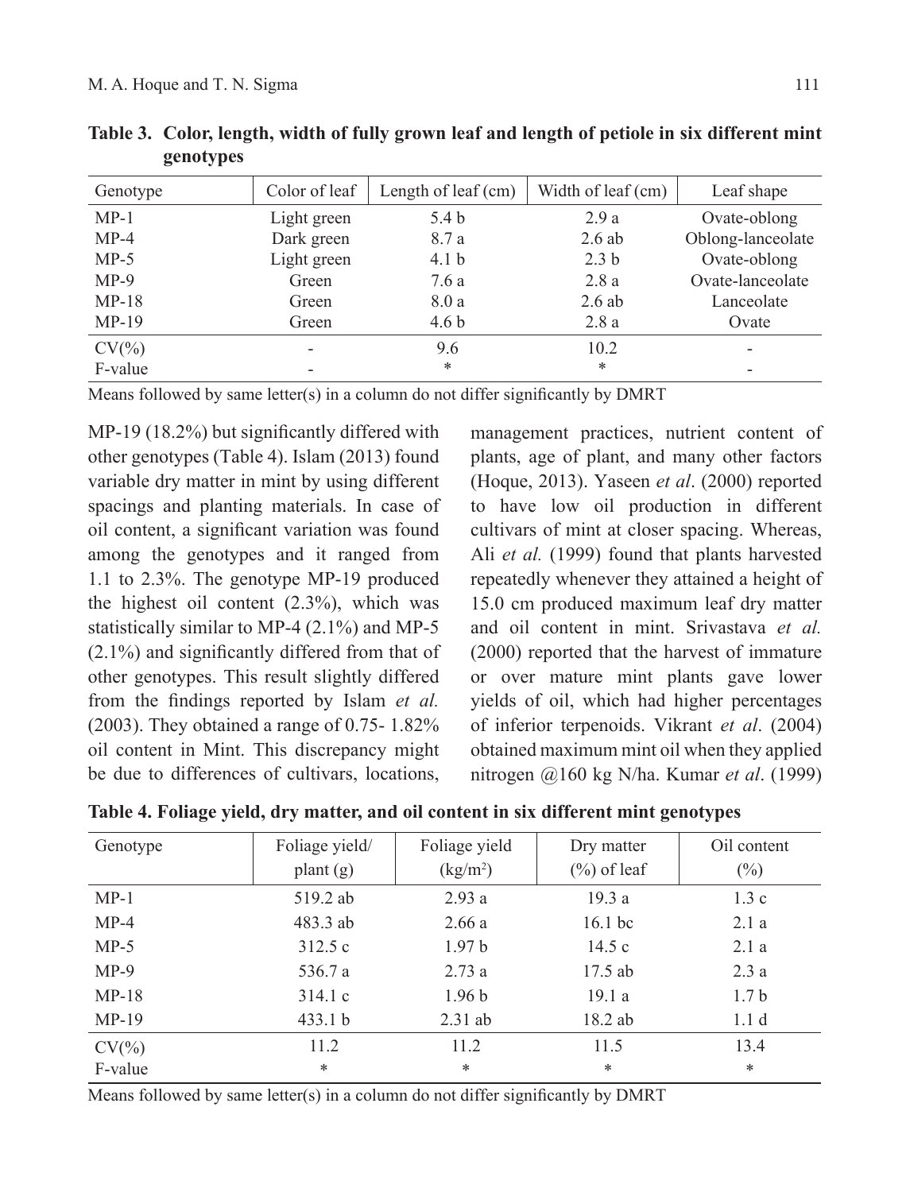**Table 3. Color, length, width of fully grown leaf and length of petiole in six different mint genotypes**

| Genotype | Color of leaf | Length of leaf (cm) | Width of leaf (cm) | Leaf shape |
|---|---|---|---|---|
| MP-1 | Light green | 5.4 b | 2.9 a | Ovate-oblong |
| MP-4 | Dark green | 8.7 a | 2.6 ab | Oblong-lanceolate |
| MP-5 | Light green | 4.1 b | 2.3 b | Ovate-oblong |
| MP-9 | Green | 7.6 a | 2.8 a | Ovate-lanceolate |
| MP-18 | Green | 8.0 a | 2.6 ab | Lanceolate |
| MP-19 | Green | 4.6 b | 2.8 a | Ovate |
| CV(%) | - | 9.6 | 10.2 | - |
| F-value | - | * | * | - |

Means followed by same letter(s) in a column do not differ significantly by DMRT

MP-19 (18.2%) but significantly differed with other genotypes (Table 4). Islam (2013) found variable dry matter in mint by using different spacings and planting materials. In case of oil content, a significant variation was found among the genotypes and it ranged from 1.1 to 2.3%. The genotype MP-19 produced the highest oil content (2.3%), which was statistically similar to MP-4 (2.1%) and MP-5 (2.1%) and significantly differed from that of other genotypes. This result slightly differed from the findings reported by Islam *et al.* (2003). They obtained a range of 0.75- 1.82% oil content in Mint. This discrepancy might be due to differences of cultivars, locations, management practices, nutrient content of plants, age of plant, and many other factors (Hoque, 2013). Yaseen *et al*. (2000) reported to have low oil production in different cultivars of mint at closer spacing. Whereas, Ali *et al.* (1999) found that plants harvested repeatedly whenever they attained a height of 15.0 cm produced maximum leaf dry matter and oil content in mint. Srivastava *et al.* (2000) reported that the harvest of immature or over mature mint plants gave lower yields of oil, which had higher percentages of inferior terpenoids. Vikrant *et al*. (2004) obtained maximum mint oil when they applied nitrogen @160 kg N/ha. Kumar *et al*. (1999)

**Table 4. Foliage yield, dry matter, and oil content in six different mint genotypes**

| Genotype | Foliage yield/ plant (g) | Foliage yield ($kg/m^2$) | Dry matter (%) of leaf | Oil content (%) |
|---|---|---|---|---|
| MP-1 | 519.2 ab | 2.93 a | 19.3 a | 1.3 c |
| MP-4 | 483.3 ab | 2.66 a | 16.1 bc | 2.1 a |
| MP-5 | 312.5 c | 1.97 b | 14.5 c | 2.1 a |
| MP-9 | 536.7 a | 2.73 a | 17.5 ab | 2.3 a |
| MP-18 | 314.1 c | 1.96 b | 19.1 a | 1.7 b |
| MP-19 | 433.1 b | 2.31 ab | 18.2 ab | 1.1 d |
| CV(%) | 11.2 | 11.2 | 11.5 | 13.4 |
| F-value | * | * | * | * |

Means followed by same letter(s) in a column do not differ significantly by DMRT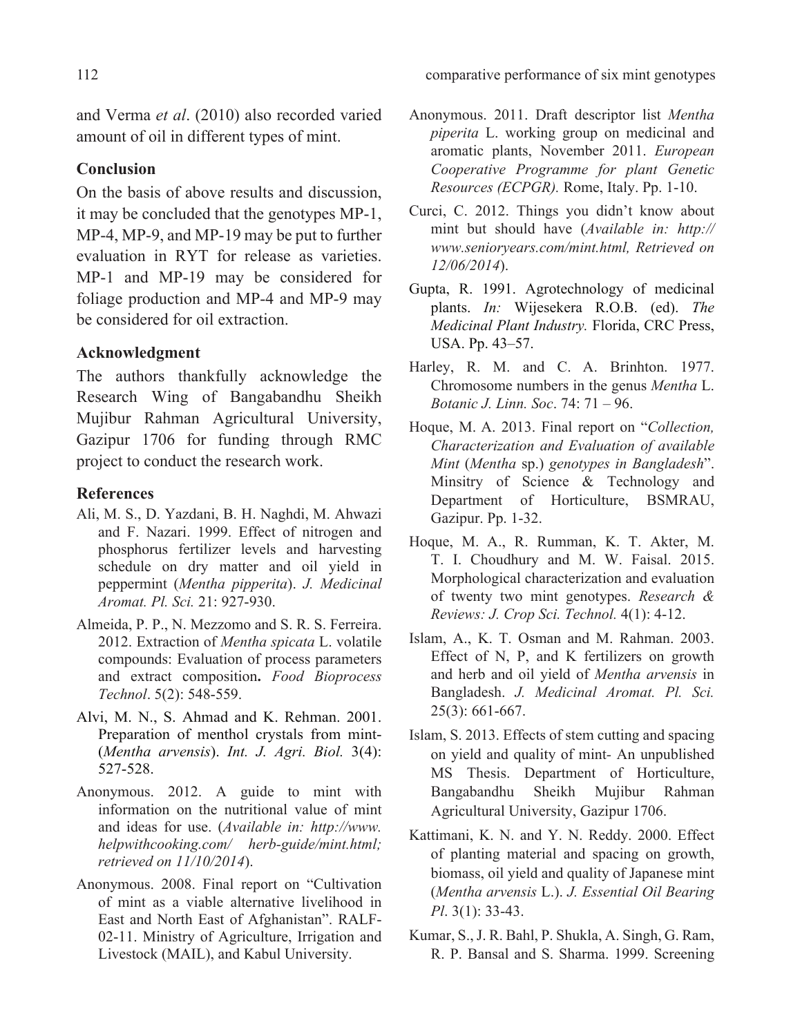and Verma *et al*. (2010) also recorded varied amount of oil in different types of mint.

## Conclusion

On the basis of above results and discussion, it may be concluded that the genotypes MP-1, MP-4, MP-9, and MP-19 may be put to further evaluation in RYT for release as varieties. MP-1 and MP-19 may be considered for foliage production and MP-4 and MP-9 may be considered for oil extraction.

## Acknowledgment

The authors thankfully acknowledge the Research Wing of Bangabandhu Sheikh Mujibur Rahman Agricultural University, Gazipur 1706 for funding through RMC project to conduct the research work.

## References

Ali, M. S., D. Yazdani, B. H. Naghdi, M. Ahwazi and F. Nazari. 1999. Effect of nitrogen and phosphorus fertilizer levels and harvesting schedule on dry matter and oil yield in peppermint (*Mentha pipperita*). *J. Medicinal Aromat. Pl. Sci.* 21: 927-930.

Almeida, P. P., N. Mezzomo and S. R. S. Ferreira. 2012. Extraction of *Mentha spicata* L. volatile compounds: Evaluation of process parameters and extract composition**.** *Food Bioprocess Technol*. 5(2): 548-559.

Alvi, M. N., S. Ahmad and K. Rehman. 2001. Preparation of menthol crystals from mint-(*Mentha arvensis*). *Int. J. Agri. Biol.* 3(4): 527-528.

Anonymous. 2012. A guide to mint with information on the nutritional value of mint and ideas for use. (*Available in: http://www.helpwithcooking.com/ herb-guide/mint.html; retrieved on 11/10/2014*).

Anonymous. 2008. Final report on "Cultivation of mint as a viable alternative livelihood in East and North East of Afghanistan". RALF-02-11. Ministry of Agriculture, Irrigation and Livestock (MAIL), and Kabul University.

Anonymous. 2011. Draft descriptor list *Mentha piperita* L. working group on medicinal and aromatic plants, November 2011. *European Cooperative Programme for plant Genetic Resources (ECPGR).* Rome, Italy. Pp. 1-10.

Curci, C. 2012. Things you didn't know about mint but should have (*Available in: http://www.senioryears.com/mint.html, Retrieved on 12/06/2014*).

Gupta, R. 1991. Agrotechnology of medicinal plants. *In:* Wijesekera R.O.B. (ed). *The Medicinal Plant Industry.* Florida, CRC Press, USA. Pp. 43–57.

Harley, R. M. and C. A. Brinhton. 1977. Chromosome numbers in the genus *Mentha* L. *Botanic J. Linn. Soc*. 74: 71 – 96.

Hoque, M. A. 2013. Final report on "*Collection, Characterization and Evaluation of available Mint* (*Mentha* sp.) *genotypes in Bangladesh*". Minsitry of Science & Technology and Department of Horticulture, BSMRAU, Gazipur. Pp. 1-32.

Hoque, M. A., R. Rumman, K. T. Akter, M. T. I. Choudhury and M. W. Faisal. 2015. Morphological characterization and evaluation of twenty two mint genotypes. *Research & Reviews: J. Crop Sci. Technol.* 4(1): 4-12.

Islam, A., K. T. Osman and M. Rahman. 2003. Effect of N, P, and K fertilizers on growth and herb and oil yield of *Mentha arvensis* in Bangladesh. *J. Medicinal Aromat. Pl. Sci.* 25(3): 661-667.

Islam, S. 2013. Effects of stem cutting and spacing on yield and quality of mint- An unpublished MS Thesis. Department of Horticulture, Bangabandhu Sheikh Mujibur Rahman Agricultural University, Gazipur 1706.

Kattimani, K. N. and Y. N. Reddy. 2000. Effect of planting material and spacing on growth, biomass, oil yield and quality of Japanese mint (*Mentha arvensis* L.). *J. Essential Oil Bearing Pl*. 3(1): 33-43.

Kumar, S., J. R. Bahl, P. Shukla, A. Singh, G. Ram, R. P. Bansal and S. Sharma. 1999. Screening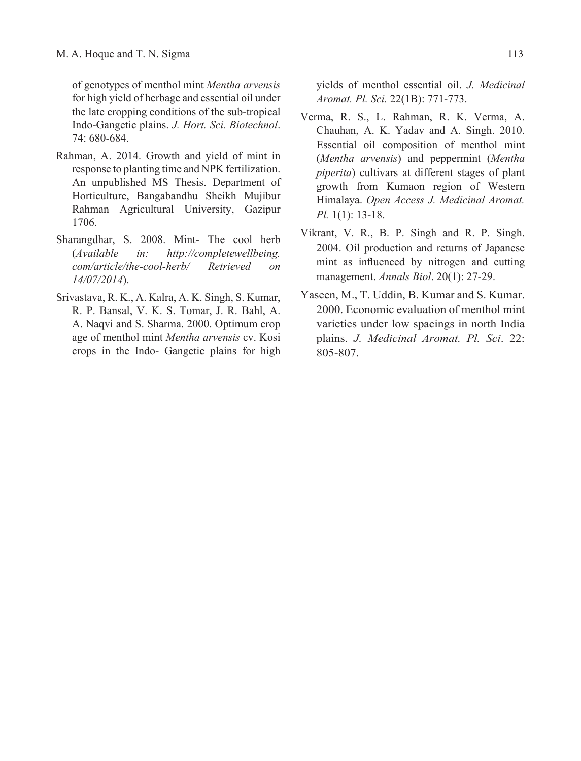of genotypes of menthol mint *Mentha arvensis* for high yield of herbage and essential oil under the late cropping conditions of the sub-tropical Indo-Gangetic plains. *J. Hort. Sci. Biotechnol*. 74: 680-684.

Rahman, A. 2014. Growth and yield of mint in response to planting time and NPK fertilization. An unpublished MS Thesis. Department of Horticulture, Bangabandhu Sheikh Mujibur Rahman Agricultural University, Gazipur 1706.

Sharangdhar, S. 2008. Mint- The cool herb (*Available in: http://completewellbeing.com/article/the-cool-herb/ Retrieved on 14/07/2014*).

Srivastava, R. K., A. Kalra, A. K. Singh, S. Kumar, R. P. Bansal, V. K. S. Tomar, J. R. Bahl, A. A. Naqvi and S. Sharma. 2000. Optimum crop age of menthol mint *Mentha arvensis* cv. Kosi crops in the Indo- Gangetic plains for high yields of menthol essential oil. *J. Medicinal Aromat. Pl. Sci.* 22(1B): 771-773.

Verma, R. S., L. Rahman, R. K. Verma, A. Chauhan, A. K. Yadav and A. Singh. 2010. Essential oil composition of menthol mint (*Mentha arvensis*) and peppermint (*Mentha piperita*) cultivars at different stages of plant growth from Kumaon region of Western Himalaya. *Open Access J. Medicinal Aromat. Pl.* 1(1): 13-18.

Vikrant, V. R., B. P. Singh and R. P. Singh. 2004. Oil production and returns of Japanese mint as influenced by nitrogen and cutting management. *Annals Biol*. 20(1): 27-29.

Yaseen, M., T. Uddin, B. Kumar and S. Kumar. 2000. Economic evaluation of menthol mint varieties under low spacings in north India plains. *J. Medicinal Aromat. Pl. Sci*. 22: 805-807.